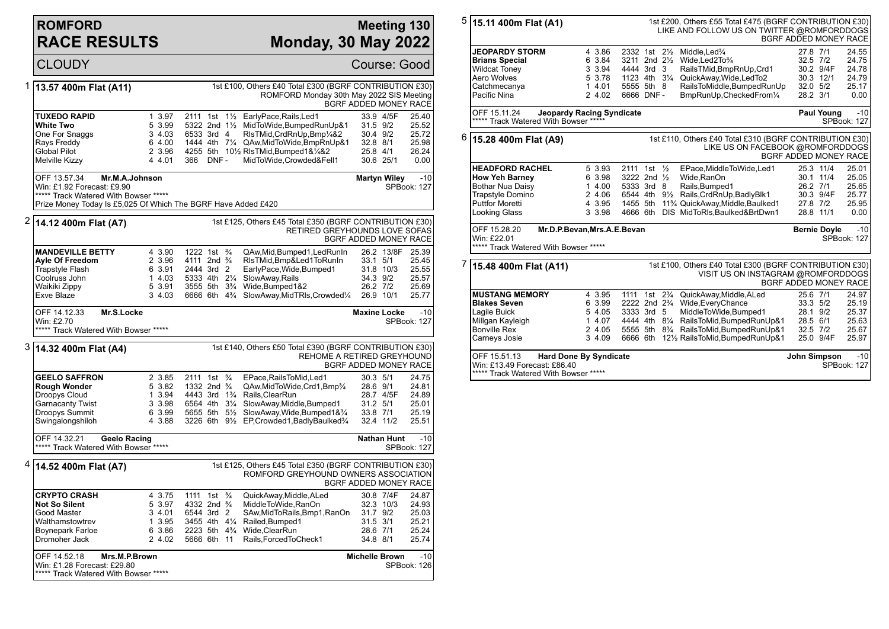# ROMFORD RACE RESULTS

## Meeting 130 — Monday, 30 May 2022

CLOUDY — Course: Good

### 1 — 13.57 400m Flat (A11)

1st £100, Others £40 Total £300 (BGRF CONTRIBUTION £30)
ROMFORD Monday 30th May 2022 SIS Meeting
BGRF ADDED MONEY RACE

| Greyhound | Trap | Sec | Bends | Pos | Dist | Remarks | Wt | SP | Time |
|---|---|---|---|---|---|---|---|---|---|
| **TUXEDO RAPID** | 1 | 3.97 | 2111 | 1st | 1½ | EarlyPace,Rails,Led1 | 33.9 | 4/5F | 25.40 |
| **White Two** | 5 | 3.99 | 5322 | 2nd | 1½ | MidToWide,BumpedRunUp&1 | 31.5 | 9/2 | 25.52 |
| One For Snaggs | 3 | 4.03 | 6533 | 3rd | 4 | RlsTMid,CrdRnUp,Bmp¼&2 | 30.4 | 9/2 | 25.72 |
| Rays Freddy | 6 | 4.00 | 1444 | 4th | 7¼ | QAw,MidToWide,BmpRnUp&1 | 32.8 | 8/1 | 25.98 |
| Global Pilot | 2 | 3.96 | 4255 | 5th | 10½ | RlsTMid,Bumped1&¼&2 | 25.8 | 4/1 | 26.24 |
| Melville Kizzy | 4 | 4.01 | 366 | DNF | - | MidToWide,Crowded&Fell1 | 30.6 | 25/1 | 0.00 |

OFF 13.57.34 **Mr.M.A.Johnson** — **Martyn Wiley** -10
Win: £1.92 Forecast: £9.90 — SPBook: 127
***** Track Watered With Bowser *****
Prize Money Today Is £5,025 Of Which The BGRF Have Added £420

### 2 — 14.12 400m Flat (A7)

1st £125, Others £45 Total £350 (BGRF CONTRIBUTION £30)
RETIRED GREYHOUNDS LOVE SOFAS
BGRF ADDED MONEY RACE

| Greyhound | Trap | Sec | Bends | Pos | Dist | Remarks | Wt | SP | Time |
|---|---|---|---|---|---|---|---|---|---|
| **MANDEVILLE BETTY** | 4 | 3.90 | 1222 | 1st | ¾ | QAw,Mid,Bumped1,LedRunIn | 26.2 | 13/8F | 25.39 |
| **Ayle Of Freedom** | 2 | 3.96 | 4111 | 2nd | ¾ | RlsTMid,Bmp&Led1ToRunIn | 33.1 | 5/1 | 25.45 |
| Trapstyle Flash | 6 | 3.91 | 2444 | 3rd | 2 | EarlyPace,Wide,Bumped1 | 31.8 | 10/3 | 25.55 |
| Coolruss John | 1 | 4.03 | 5333 | 4th | 2¼ | SlowAway,Rails | 34.3 | 9/2 | 25.57 |
| Waikiki Zippy | 5 | 3.91 | 3555 | 5th | 3¾ | Wide,Bumped1&2 | 26.2 | 7/2 | 25.69 |
| Exve Blaze | 3 | 4.03 | 6666 | 6th | 4¾ | SlowAway,MidTRls,Crowded¼ | 26.9 | 10/1 | 25.77 |

OFF 14.12.33 **Mr.S.Locke** — **Maxine Locke** -10
Win: £2.70 — SPBook: 127
***** Track Watered With Bowser *****

### 3 — 14.32 400m Flat (A4)

1st £140, Others £50 Total £390 (BGRF CONTRIBUTION £30)
REHOME A RETIRED GREYHOUND
BGRF ADDED MONEY RACE

| Greyhound | Trap | Sec | Bends | Pos | Dist | Remarks | Wt | SP | Time |
|---|---|---|---|---|---|---|---|---|---|
| **GEELO SAFFRON** | 2 | 3.85 | 2111 | 1st | ¾ | EPace,RailsToMid,Led1 | 30.3 | 5/1 | 24.75 |
| **Rough Wonder** | 5 | 3.82 | 1332 | 2nd | ¾ | QAw,MidToWide,Crd1,Bmp¾ | 28.6 | 9/1 | 24.81 |
| Droopys Cloud | 1 | 3.94 | 4443 | 3rd | 1¾ | Rails,ClearRun | 28.7 | 4/5F | 24.89 |
| Garnacanty Twist | 3 | 3.98 | 6564 | 4th | 3¼ | SlowAway,Middle,Bumped1 | 31.2 | 5/1 | 25.01 |
| Droopys Summit | 6 | 3.99 | 5655 | 5th | 5½ | SlowAway,Wide,Bumped1&¾ | 33.8 | 7/1 | 25.19 |
| Swingalongshiloh | 4 | 3.88 | 3226 | 6th | 9½ | EP,Crowded1,BadlyBaulked¾ | 32.4 | 11/2 | 25.51 |

OFF 14.32.21 **Geelo Racing** — **Nathan Hunt** -10
***** Track Watered With Bowser ***** — SPBook: 127

### 4 — 14.52 400m Flat (A7)

1st £125, Others £45 Total £350 (BGRF CONTRIBUTION £30)
ROMFORD GREYHOUND OWNERS ASSOCIATION
BGRF ADDED MONEY RACE

| Greyhound | Trap | Sec | Bends | Pos | Dist | Remarks | Wt | SP | Time |
|---|---|---|---|---|---|---|---|---|---|
| **CRYPTO CRASH** | 4 | 3.75 | 1111 | 1st | ¾ | QuickAway,Middle,ALed | 30.8 | 7/4F | 24.87 |
| **Not So Silent** | 5 | 3.97 | 4332 | 2nd | ¾ | MiddleToWide,RanOn | 32.3 | 10/3 | 24.93 |
| Good Master | 3 | 4.01 | 6544 | 3rd | 2 | SAw,MidToRails,Bmp1,RanOn | 31.7 | 9/2 | 25.03 |
| Walthamstowtev | 1 | 3.95 | 3455 | 4th | 4¼ | Railed,Bumped1 | 31.5 | 3/1 | 25.21 |
| Boynepark Farloe | 6 | 3.86 | 2223 | 5th | 4¾ | Wide,ClearRun | 28.6 | 7/1 | 25.24 |
| Dromoher Jack | 2 | 4.02 | 5666 | 6th | 11 | Rails,ForcedToCheck1 | 34.8 | 8/1 | 25.74 |

OFF 14.52.18 **Mrs.M.P.Brown** — **Michelle Brown** -10
Win: £1.28 Forecast: £29.80 — SPBook: 126
***** Track Watered With Bowser *****

### 5 — 15.11 400m Flat (A1)

1st £200, Others £55 Total £475 (BGRF CONTRIBUTION £30)
LIKE AND FOLLOW US ON TWITTER @ROMFORDDOGS
BGRF ADDED MONEY RACE

| Greyhound | Trap | Sec | Bends | Pos | Dist | Remarks | Wt | SP | Time |
|---|---|---|---|---|---|---|---|---|---|
| **JEOPARDY STORM** | 4 | 3.86 | 2332 | 1st | 2½ | Middle,Led¾ | 27.8 | 7/1 | 24.55 |
| **Brians Special** | 6 | 3.84 | 3211 | 2nd | 2½ | Wide,Led2To¾ | 32.5 | 7/2 | 24.75 |
| Wildcat Toney | 3 | 3.94 | 4444 | 3rd | 3 | RailsTMid,BmpRnUp,Crd1 | 30.2 | 9/4F | 24.78 |
| Aero Wolves | 5 | 3.78 | 1123 | 4th | 3¼ | QuickAway,Wide,LedTo2 | 30.3 | 12/1 | 24.79 |
| Catchmecanya | 1 | 4.01 | 5555 | 5th | 8 | RailsToMiddle,BumpedRunUp | 32.0 | 5/2 | 25.17 |
| Pacific Nina | 2 | 4.02 | 6666 | DNF | - | BmpRunUp,CheckedFrom¼ | 28.2 | 3/1 | 0.00 |

OFF 15.11.24 **Jeopardy Racing Syndicate** — **Paul Young** -10
***** Track Watered With Bowser ***** — SPBook: 127

### 6 — 15.28 400m Flat (A9)

1st £110, Others £40 Total £310 (BGRF CONTRIBUTION £30)
LIKE US ON FACEBOOK @ROMFORDDOGS
BGRF ADDED MONEY RACE

| Greyhound | Trap | Sec | Bends | Pos | Dist | Remarks | Wt | SP | Time |
|---|---|---|---|---|---|---|---|---|---|
| **HEADFORD RACHEL** | 5 | 3.93 | 2111 | 1st | ½ | EPace,MiddleToWide,Led1 | 25.3 | 11/4 | 25.01 |
| **How Yeh Barney** | 6 | 3.98 | 3222 | 2nd | ½ | Wide,RanOn | 30.1 | 11/4 | 25.05 |
| Bothar Nua Daisy | 1 | 4.00 | 5333 | 3rd | 8 | Rails,Bumped1 | 26.2 | 7/1 | 25.65 |
| Trapstyle Domino | 2 | 4.06 | 6544 | 4th | 9½ | Rails,CrdRnUp,BadlyBlk1 | 30.3 | 9/4F | 25.77 |
| Puttfor Moretti | 4 | 3.95 | 1455 | 5th | 11¾ | QuickAway,Middle,Baulked1 | 27.8 | 7/2 | 25.95 |
| Looking Glass | 3 | 3.98 | 4666 | 6th | DIS | MidToRls,Baulked&BrtDwn1 | 28.8 | 11/1 | 0.00 |

OFF 15.28.20 **Mr.D.P.Bevan,Mrs.A.E.Bevan** — **Bernie Doyle** -10
Win: £22.01 — SPBook: 127
***** Track Watered With Bowser *****

### 7 — 15.48 400m Flat (A11)

1st £100, Others £40 Total £300 (BGRF CONTRIBUTION £30)
VISIT US ON INSTAGRAM @ROMFORDDOGS
BGRF ADDED MONEY RACE

| Greyhound | Trap | Sec | Bends | Pos | Dist | Remarks | Wt | SP | Time |
|---|---|---|---|---|---|---|---|---|---|
| **MUSTANG MEMORY** | 4 | 3.95 | 1111 | 1st | 2¾ | QuickAway,Middle,ALed | 25.6 | 7/1 | 24.97 |
| **Blakes Seven** | 6 | 3.99 | 2222 | 2nd | 2¾ | Wide,EveryChance | 33.3 | 5/2 | 25.19 |
| Lagile Buick | 5 | 4.05 | 3333 | 3rd | 5 | MiddleToWide,Bumped1 | 28.1 | 9/2 | 25.37 |
| Millgan Kayleigh | 1 | 4.07 | 4444 | 4th | 8¼ | RailsToMid,BumpedRunUp&1 | 28.5 | 6/1 | 25.63 |
| Bonville Rex | 2 | 4.05 | 5555 | 5th | 8¾ | RailsToMid,BumpedRunUp&1 | 32.5 | 7/2 | 25.67 |
| Carneys Josie | 3 | 4.09 | 6666 | 6th | 12½ | RailsToMid,BumpedRunUp&1 | 25.0 | 9/4F | 25.97 |

OFF 15.51.13 **Hard Done By Syndicate** — **John Simpson** -10
Win: £13.49 Forecast: £86.40 — SPBook: 127
***** Track Watered With Bowser *****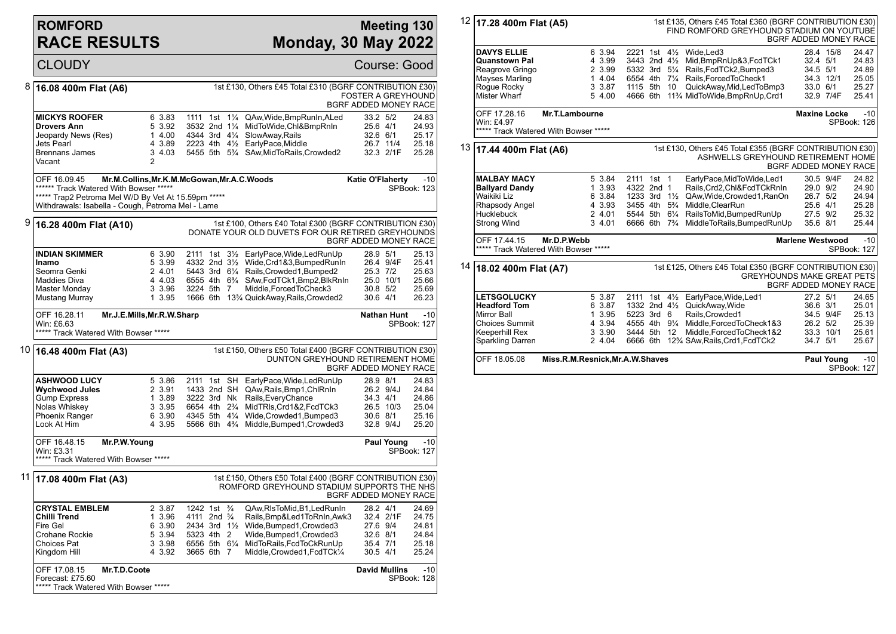# ROMFORD RACE RESULTS

## Meeting 130 Monday, 30 May 2022

CLOUDY — Course: Good

### 8 16.08 400m Flat (A6)

1st £130, Others £45 Total £310 (BGRF CONTRIBUTION £30)
FOSTER A GREYHOUND
BGRF ADDED MONEY RACE

| | | | | | | | | | | |
|---|---|---|---|---|---|---|---|---|---|---|
| **MICKYS ROOFER** | 6 | 3.83 | 1111 | 1st | 1¼ | QAw,Wide,BmpRunIn,ALed | 33.2 | 5/2 | | 24.83 |
| **Drovers Ann** | 5 | 3.92 | 3532 | 2nd | 1¼ | MidToWide,Chl&BmpRnIn | 25.6 | 4/1 | | 24.93 |
| Jeopardy News (Res) | 1 | 4.00 | 4344 | 3rd | 4¼ | SlowAway,Rails | 32.6 | 6/1 | | 25.17 |
| Jets Pearl | 4 | 3.89 | 2223 | 4th | 4½ | EarlyPace,Middle | 26.7 | 11/4 | | 25.18 |
| Brennans James | 3 | 4.03 | 5455 | 5th | 5¾ | SAw,MidToRails,Crowded2 | 32.3 | 2/1F | | 25.28 |
| Vacant | 2 | | | | | | | | | |

OFF 16.09.45 Mr.M.Collins,Mr.K.M.McGowan,Mr.A.C.Woods — Katie O'Flaherty -10 SPBook: 123
****** Track Watered With Bowser *****
***** Trap2 Petroma Mel W/D By Vet At 15.59pm *****
Withdrawals: Isabella - Cough, Petroma Mel - Lame

### 9 16.28 400m Flat (A10)

1st £100, Others £40 Total £300 (BGRF CONTRIBUTION £30)
DONATE YOUR OLD DUVETS FOR OUR RETIRED GREYHOUNDS
BGRF ADDED MONEY RACE

| | | | | | | | | | |
|---|---|---|---|---|---|---|---|---|---|
| **INDIAN SKIMMER** | 6 | 3.90 | 2111 | 1st | 3½ | EarlyPace,Wide,LedRunUp | 28.9 | 5/1 | 25.13 |
| **Inamo** | 5 | 3.99 | 4332 | 2nd | 3½ | Wide,Crd1&3,BumpedRunIn | 26.4 | 9/4F | 25.41 |
| Seomra Genki | 2 | 4.01 | 5443 | 3rd | 6¼ | Rails,Crowded1,Bumped2 | 25.3 | 7/2 | 25.63 |
| Maddies Diva | 4 | 4.03 | 6555 | 4th | 6¾ | SAw,FcdTCk1,Bmp2,BlkRnIn | 25.0 | 10/1 | 25.66 |
| Master Monday | 3 | 3.96 | 3224 | 5th | 7 | Middle,ForcedToCheck3 | 30.8 | 5/2 | 25.69 |
| Mustang Murray | 1 | 3.95 | 1666 | 6th | 13¾ | QuickAway,Rails,Crowded2 | 30.6 | 4/1 | 26.23 |

OFF 16.28.11 Mr.J.E.Mills,Mr.R.W.Sharp — Nathan Hunt -10 SPBook: 127
Win: £6.63
***** Track Watered With Bowser *****

### 10 16.48 400m Flat (A3)

1st £150, Others £50 Total £400 (BGRF CONTRIBUTION £30)
DUNTON GREYHOUND RETIREMENT HOME
BGRF ADDED MONEY RACE

| | | | | | | | | | |
|---|---|---|---|---|---|---|---|---|---|
| **ASHWOOD LUCY** | 5 | 3.86 | 2111 | 1st | SH | EarlyPace,Wide,LedRunUp | 28.9 | 8/1 | 24.83 |
| **Wychwood Jules** | 2 | 3.91 | 1433 | 2nd | SH | QAw,Rails,Bmp1,ChlRnIn | 26.2 | 9/4J | 24.84 |
| Gump Express | 1 | 3.89 | 3222 | 3rd | Nk | Rails,EveryChance | 34.3 | 4/1 | 24.86 |
| Nolas Whiskey | 3 | 3.95 | 6654 | 4th | 2¾ | MidTRls,Crd1&2,FcdTCk3 | 26.5 | 10/3 | 25.04 |
| Phoenix Ranger | 6 | 3.90 | 4345 | 5th | 4¼ | Wide,Crowded1,Bumped3 | 30.6 | 8/1 | 25.16 |
| Look At Him | 4 | 3.95 | 5566 | 6th | 4¾ | Middle,Bumped1,Crowded3 | 32.8 | 9/4J | 25.20 |

OFF 16.48.15 Mr.P.W.Young — Paul Young -10 SPBook: 127
Win: £3.31
***** Track Watered With Bowser *****

### 11 17.08 400m Flat (A3)

1st £150, Others £50 Total £400 (BGRF CONTRIBUTION £30)
ROMFORD GREYHOUND STADIUM SUPPORTS THE NHS
BGRF ADDED MONEY RACE

| | | | | | | | | | |
|---|---|---|---|---|---|---|---|---|---|
| **CRYSTAL EMBLEM** | 2 | 3.87 | 1242 | 1st | ¾ | QAw,RlsToMid,B1,LedRunIn | 28.2 | 4/1 | 24.69 |
| **Chilli Trend** | 1 | 3.96 | 4111 | 2nd | ¾ | Rails,Bmp&Led1ToRnIn,Awk3 | 32.4 | 2/1F | 24.75 |
| Fire Gel | 6 | 3.90 | 2434 | 3rd | 1½ | Wide,Bumped1,Crowded3 | 27.6 | 9/4 | 24.81 |
| Crohane Rockie | 5 | 3.94 | 5323 | 4th | 2 | Wide,Bumped1,Crowded3 | 32.6 | 8/1 | 24.84 |
| Choices Pat | 3 | 3.98 | 6556 | 5th | 6¼ | MidToRails,FcdToCkRunUp | 35.4 | 7/1 | 25.18 |
| Kingdom Hill | 4 | 3.92 | 3665 | 6th | 7 | Middle,Crowded1,FcdTCk¼ | 30.5 | 4/1 | 25.24 |

OFF 17.08.15 Mr.T.D.Coote — David Mullins -10 SPBook: 128
Forecast: £75.60
***** Track Watered With Bowser *****

### 12 17.28 400m Flat (A5)

1st £135, Others £45 Total £360 (BGRF CONTRIBUTION £30)
FIND ROMFORD GREYHOUND STADIUM ON YOUTUBE
BGRF ADDED MONEY RACE

| | | | | | | | | | |
|---|---|---|---|---|---|---|---|---|---|
| **DAVYS ELLIE** | 6 | 3.94 | 2221 | 1st | 4½ | Wide,Led3 | 28.4 | 15/8 | 24.47 |
| **Quanstown Pal** | 4 | 3.99 | 3443 | 2nd | 4½ | Mid,BmpRnUp&3,FcdTCk1 | 32.4 | 5/1 | 24.83 |
| Reagrove Gringo | 2 | 3.99 | 5332 | 3rd | 5¼ | Rails,FcdTCk2,Bumped3 | 34.5 | 5/1 | 24.89 |
| Mayses Marling | 1 | 4.04 | 6554 | 4th | 7¼ | Rails,ForcedToCheck1 | 34.3 | 12/1 | 25.05 |
| Rogue Rocky | 3 | 3.87 | 1115 | 5th | 10 | QuickAway,Mid,LedToBmp3 | 33.0 | 6/1 | 25.27 |
| Mister Wharf | 5 | 4.00 | 4666 | 6th | 11¾ | MidToWide,BmpRnUp,Crd1 | 32.9 | 7/4F | 25.41 |

OFF 17.28.16 Mr.T.Lambourne — Maxine Locke -10 SPBook: 126
Win: £4.97
***** Track Watered With Bowser *****

### 13 17.44 400m Flat (A6)

1st £130, Others £45 Total £355 (BGRF CONTRIBUTION £30)
ASHWELLS GREYHOUND RETIREMENT HOME
BGRF ADDED MONEY RACE

| | | | | | | | | | |
|---|---|---|---|---|---|---|---|---|---|
| **MALBAY MACY** | 5 | 3.84 | 2111 | 1st | 1 | EarlyPace,MidToWide,Led1 | 30.5 | 9/4F | 24.82 |
| **Ballyard Dandy** | 1 | 3.93 | 4322 | 2nd | 1 | Rails,Crd2,Chl&FcdTCkRnIn | 29.0 | 9/2 | 24.90 |
| Waikiki Liz | 6 | 3.84 | 1233 | 3rd | 1½ | QAw,Wide,Crowded1,RanOn | 26.7 | 5/2 | 24.94 |
| Rhapsody Angel | 4 | 3.93 | 3455 | 4th | 5¾ | Middle,ClearRun | 25.6 | 4/1 | 25.28 |
| Hucklebuck | 2 | 4.01 | 5544 | 5th | 6¼ | RailsToMid,BumpedRunUp | 27.5 | 9/2 | 25.32 |
| Strong Wind | 3 | 4.01 | 6666 | 6th | 7¾ | MiddleToRails,BumpedRunUp | 35.6 | 8/1 | 25.44 |

OFF 17.44.15 Mr.D.P.Webb — Marlene Westwood -10 SPBook: 127
***** Track Watered With Bowser *****

### 14 18.02 400m Flat (A7)

1st £125, Others £45 Total £350 (BGRF CONTRIBUTION £30)
GREYHOUNDS MAKE GREAT PETS
BGRF ADDED MONEY RACE

| | | | | | | | | | |
|---|---|---|---|---|---|---|---|---|---|
| **LETSGOLUCKY** | 5 | 3.87 | 2111 | 1st | 4½ | EarlyPace,Wide,Led1 | 27.2 | 5/1 | 24.65 |
| **Headford Tom** | 6 | 3.87 | 1332 | 2nd | 4½ | QuickAway,Wide | 36.6 | 3/1 | 25.01 |
| Mirror Ball | 1 | 3.95 | 5223 | 3rd | 6 | Rails,Crowded1 | 34.5 | 9/4F | 25.13 |
| Choices Summit | 4 | 3.94 | 4555 | 4th | 9¼ | Middle,ForcedToCheck1&3 | 26.2 | 5/2 | 25.39 |
| Keeperhill Rex | 3 | 3.90 | 3444 | 5th | 12 | Middle,ForcedToCheck1&2 | 33.3 | 10/1 | 25.61 |
| Sparkling Darren | 2 | 4.04 | 6666 | 6th | 12¾ | SAw,Rails,Crd1,FcdTCk2 | 34.7 | 5/1 | 25.67 |

OFF 18.05.08 Miss.R.M.Resnick,Mr.A.W.Shaves — Paul Young -10 SPBook: 127